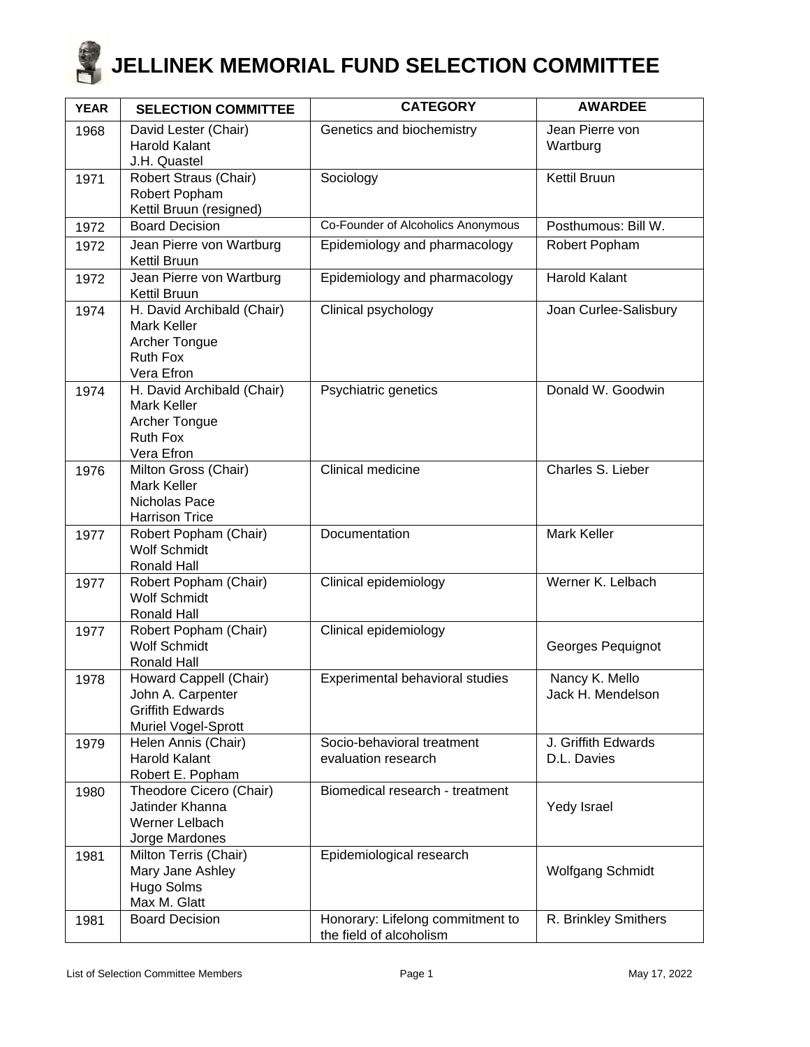# JELLINEK MEMORIAL FUND SELECTION COMMITTEE

| YEAR | SELECTION COMMITTEE | CATEGORY | AWARDEE |
|---|---|---|---|
| 1968 | David Lester (Chair)<br>Harold Kalant<br>J.H. Quastel | Genetics and biochemistry | Jean Pierre von Wartburg |
| 1971 | Robert Straus (Chair)<br>Robert Popham<br>Kettil Bruun (resigned) | Sociology | Kettil Bruun |
| 1972 | Board Decision | Co-Founder of Alcoholics Anonymous | Posthumous: Bill W. |
| 1972 | Jean Pierre von Wartburg<br>Kettil Bruun | Epidemiology and pharmacology | Robert Popham |
| 1972 | Jean Pierre von Wartburg<br>Kettil Bruun | Epidemiology and pharmacology | Harold Kalant |
| 1974 | H. David Archibald (Chair)<br>Mark Keller<br>Archer Tongue<br>Ruth Fox<br>Vera Efron | Clinical psychology | Joan Curlee-Salisbury |
| 1974 | H. David Archibald (Chair)<br>Mark Keller<br>Archer Tongue<br>Ruth Fox<br>Vera Efron | Psychiatric genetics | Donald W. Goodwin |
| 1976 | Milton Gross (Chair)<br>Mark Keller<br>Nicholas Pace<br>Harrison Trice | Clinical medicine | Charles S. Lieber |
| 1977 | Robert Popham (Chair)<br>Wolf Schmidt<br>Ronald Hall | Documentation | Mark Keller |
| 1977 | Robert Popham (Chair)<br>Wolf Schmidt<br>Ronald Hall | Clinical epidemiology | Werner K. Lelbach |
| 1977 | Robert Popham (Chair)<br>Wolf Schmidt<br>Ronald Hall | Clinical epidemiology | Georges Pequignot |
| 1978 | Howard Cappell (Chair)<br>John A. Carpenter<br>Griffith Edwards<br>Muriel Vogel-Sprott | Experimental behavioral studies | Nancy K. Mello<br>Jack H. Mendelson |
| 1979 | Helen Annis (Chair)<br>Harold Kalant<br>Robert E. Popham | Socio-behavioral treatment evaluation research | J. Griffith Edwards<br>D.L. Davies |
| 1980 | Theodore Cicero (Chair)<br>Jatinder Khanna<br>Werner Lelbach<br>Jorge Mardones | Biomedical research - treatment | Yedy Israel |
| 1981 | Milton Terris (Chair)<br>Mary Jane Ashley<br>Hugo Solms<br>Max M. Glatt | Epidemiological research | Wolfgang Schmidt |
| 1981 | Board Decision | Honorary: Lifelong commitment to the field of alcoholism | R. Brinkley Smithers |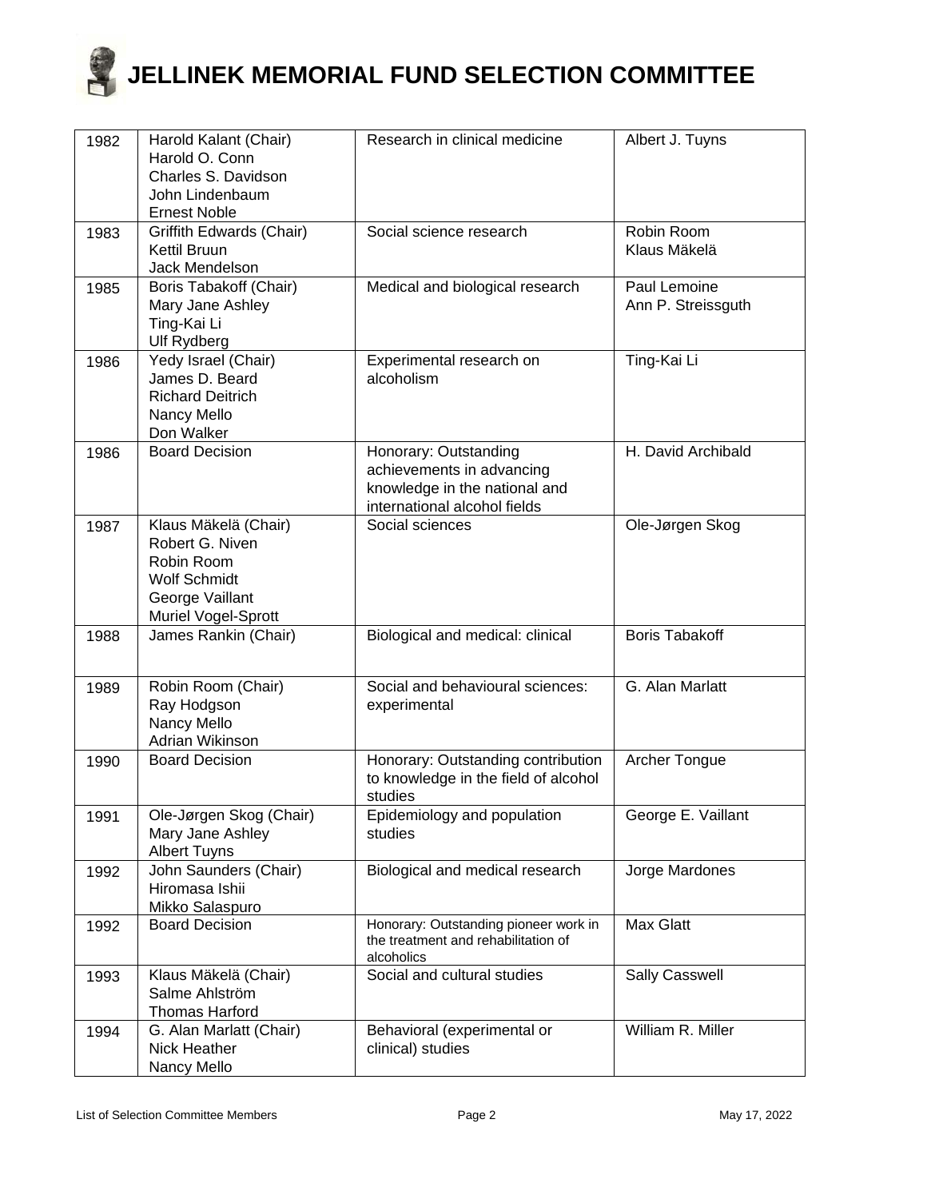# JELLINEK MEMORIAL FUND SELECTION COMMITTEE

| | | | |
|---|---|---|---|
| 1982 | Harold Kalant (Chair)<br>Harold O. Conn<br>Charles S. Davidson<br>John Lindenbaum<br>Ernest Noble | Research in clinical medicine | Albert J. Tuyns |
| 1983 | Griffith Edwards (Chair)<br>Kettil Bruun<br>Jack Mendelson | Social science research | Robin Room<br>Klaus Mäkelä |
| 1985 | Boris Tabakoff (Chair)<br>Mary Jane Ashley<br>Ting-Kai Li<br>Ulf Rydberg | Medical and biological research | Paul Lemoine<br>Ann P. Streissguth |
| 1986 | Yedy Israel (Chair)<br>James D. Beard<br>Richard Deitrich<br>Nancy Mello<br>Don Walker | Experimental research on alcoholism | Ting-Kai Li |
| 1986 | Board Decision | Honorary: Outstanding achievements in advancing knowledge in the national and international alcohol fields | H. David Archibald |
| 1987 | Klaus Mäkelä (Chair)<br>Robert G. Niven<br>Robin Room<br>Wolf Schmidt<br>George Vaillant<br>Muriel Vogel-Sprott | Social sciences | Ole-Jørgen Skog |
| 1988 | James Rankin (Chair) | Biological and medical: clinical | Boris Tabakoff |
| 1989 | Robin Room (Chair)<br>Ray Hodgson<br>Nancy Mello<br>Adrian Wikinson | Social and behavioural sciences: experimental | G. Alan Marlatt |
| 1990 | Board Decision | Honorary: Outstanding contribution to knowledge in the field of alcohol studies | Archer Tongue |
| 1991 | Ole-Jørgen Skog (Chair)<br>Mary Jane Ashley<br>Albert Tuyns | Epidemiology and population studies | George E. Vaillant |
| 1992 | John Saunders (Chair)<br>Hiromasa Ishii<br>Mikko Salaspuro | Biological and medical research | Jorge Mardones |
| 1992 | Board Decision | Honorary: Outstanding pioneer work in the treatment and rehabilitation of alcoholics | Max Glatt |
| 1993 | Klaus Mäkelä (Chair)<br>Salme Ahlström<br>Thomas Harford | Social and cultural studies | Sally Casswell |
| 1994 | G. Alan Marlatt (Chair)<br>Nick Heather<br>Nancy Mello | Behavioral (experimental or clinical) studies | William R. Miller |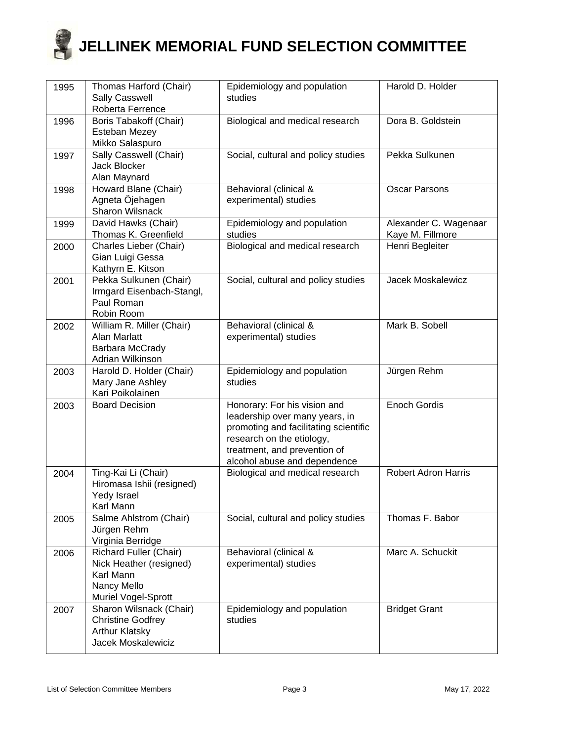# JELLINEK MEMORIAL FUND SELECTION COMMITTEE

| | | | |
|---|---|---|---|
| 1995 | Thomas Harford (Chair)<br>Sally Casswell<br>Roberta Ferrence | Epidemiology and population studies | Harold D. Holder |
| 1996 | Boris Tabakoff (Chair)<br>Esteban Mezey<br>Mikko Salaspuro | Biological and medical research | Dora B. Goldstein |
| 1997 | Sally Casswell (Chair)<br>Jack Blocker<br>Alan Maynard | Social, cultural and policy studies | Pekka Sulkunen |
| 1998 | Howard Blane (Chair)<br>Agneta Öjehagen<br>Sharon Wilsnack | Behavioral (clinical & experimental) studies | Oscar Parsons |
| 1999 | David Hawks (Chair)<br>Thomas K. Greenfield | Epidemiology and population studies | Alexander C. Wagenaar<br>Kaye M. Fillmore |
| 2000 | Charles Lieber (Chair)<br>Gian Luigi Gessa<br>Kathyrn E. Kitson | Biological and medical research | Henri Begleiter |
| 2001 | Pekka Sulkunen (Chair)<br>Irmgard Eisenbach-Stangl,<br>Paul Roman<br>Robin Room | Social, cultural and policy studies | Jacek Moskalewicz |
| 2002 | William R. Miller (Chair)<br>Alan Marlatt<br>Barbara McCrady<br>Adrian Wilkinson | Behavioral (clinical & experimental) studies | Mark B. Sobell |
| 2003 | Harold D. Holder (Chair)<br>Mary Jane Ashley<br>Kari Poikolainen | Epidemiology and population studies | Jürgen Rehm |
| 2003 | Board Decision | Honorary: For his vision and leadership over many years, in promoting and facilitating scientific research on the etiology, treatment, and prevention of alcohol abuse and dependence | Enoch Gordis |
| 2004 | Ting-Kai Li (Chair)<br>Hiromasa Ishii (resigned)<br>Yedy Israel<br>Karl Mann | Biological and medical research | Robert Adron Harris |
| 2005 | Salme Ahlstrom (Chair)<br>Jürgen Rehm<br>Virginia Berridge | Social, cultural and policy studies | Thomas F. Babor |
| 2006 | Richard Fuller (Chair)<br>Nick Heather (resigned)<br>Karl Mann<br>Nancy Mello<br>Muriel Vogel-Sprott | Behavioral (clinical & experimental) studies | Marc A. Schuckit |
| 2007 | Sharon Wilsnack (Chair)<br>Christine Godfrey<br>Arthur Klatsky<br>Jacek Moskalewiciz | Epidemiology and population studies | Bridget Grant |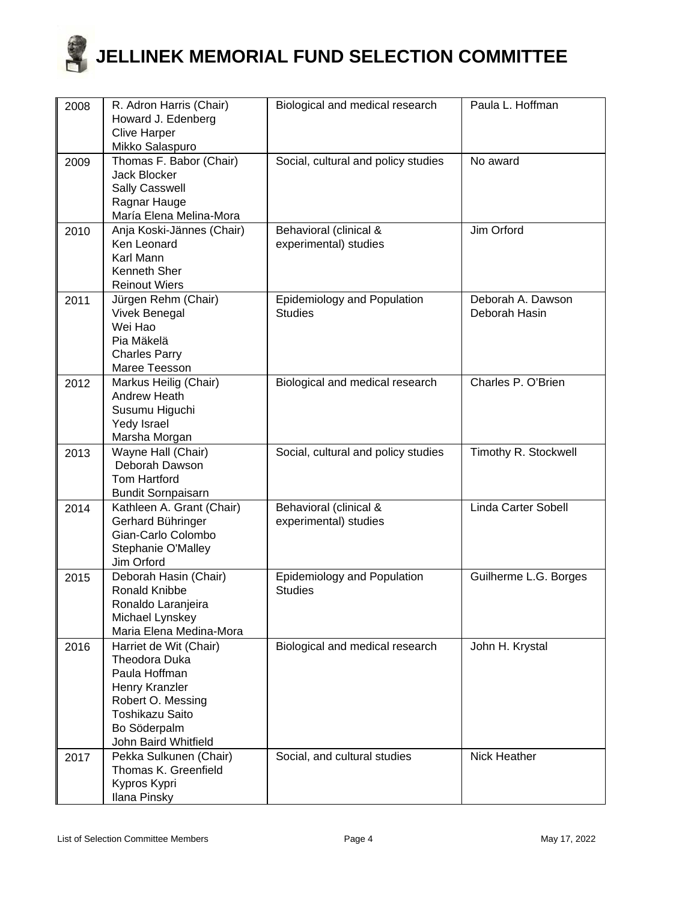# JELLINEK MEMORIAL FUND SELECTION COMMITTEE

| | | | |
|---|---|---|---|
| 2008 | R. Adron Harris (Chair)<br>Howard J. Edenberg<br>Clive Harper<br>Mikko Salaspuro | Biological and medical research | Paula L. Hoffman |
| 2009 | Thomas F. Babor (Chair)<br>Jack Blocker<br>Sally Casswell<br>Ragnar Hauge<br>María Elena Melina-Mora | Social, cultural and policy studies | No award |
| 2010 | Anja Koski-Jännes (Chair)<br>Ken Leonard<br>Karl Mann<br>Kenneth Sher<br>Reinout Wiers | Behavioral (clinical & experimental) studies | Jim Orford |
| 2011 | Jürgen Rehm (Chair)<br>Vivek Benegal<br>Wei Hao<br>Pia Mäkelä<br>Charles Parry<br>Maree Teesson | Epidemiology and Population Studies | Deborah A. Dawson<br>Deborah Hasin |
| 2012 | Markus Heilig (Chair)<br>Andrew Heath<br>Susumu Higuchi<br>Yedy Israel<br>Marsha Morgan | Biological and medical research | Charles P. O'Brien |
| 2013 | Wayne Hall (Chair)<br>Deborah Dawson<br>Tom Hartford<br>Bundit Sornpaisarn | Social, cultural and policy studies | Timothy R. Stockwell |
| 2014 | Kathleen A. Grant (Chair)<br>Gerhard Bühringer<br>Gian-Carlo Colombo<br>Stephanie O'Malley<br>Jim Orford | Behavioral (clinical & experimental) studies | Linda Carter Sobell |
| 2015 | Deborah Hasin (Chair)<br>Ronald Knibbe<br>Ronaldo Laranjeira<br>Michael Lynskey<br>Maria Elena Medina-Mora | Epidemiology and Population Studies | Guilherme L.G. Borges |
| 2016 | Harriet de Wit (Chair)<br>Theodora Duka<br>Paula Hoffman<br>Henry Kranzler<br>Robert O. Messing<br>Toshikazu Saito<br>Bo Söderpalm<br>John Baird Whitfield | Biological and medical research | John H. Krystal |
| 2017 | Pekka Sulkunen (Chair)<br>Thomas K. Greenfield<br>Kypros Kypri<br>Ilana Pinsky | Social, and cultural studies | Nick Heather |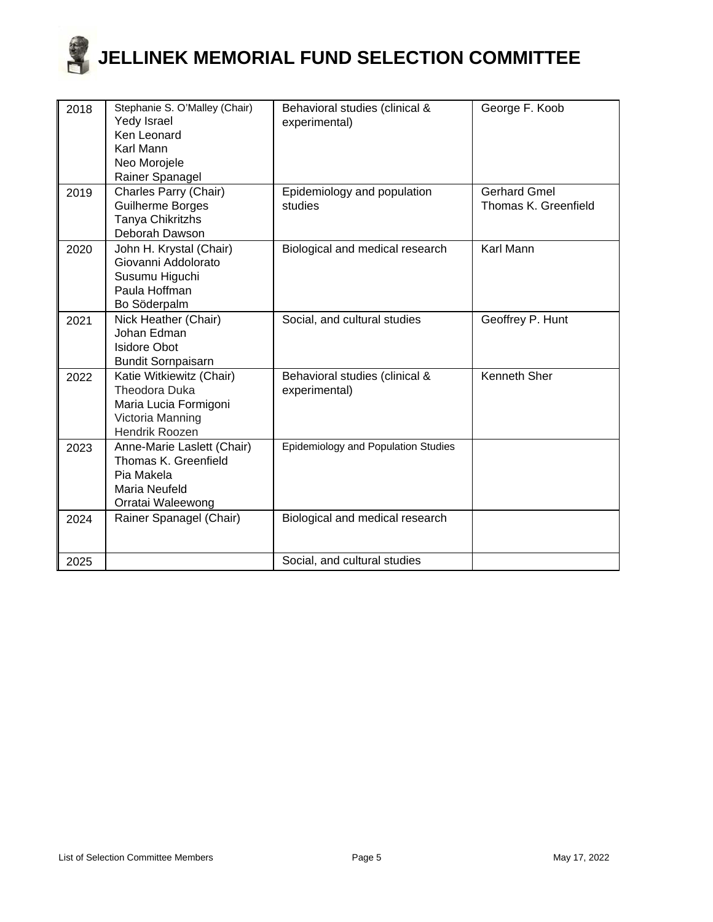# JELLINEK MEMORIAL FUND SELECTION COMMITTEE

| | | | |
|---|---|---|---|
| 2018 | Stephanie S. O'Malley (Chair)<br>Yedy Israel<br>Ken Leonard<br>Karl Mann<br>Neo Morojele<br>Rainer Spanagel | Behavioral studies (clinical & experimental) | George F. Koob |
| 2019 | Charles Parry (Chair)<br>Guilherme Borges<br>Tanya Chikritzhs<br>Deborah Dawson | Epidemiology and population studies | Gerhard Gmel<br>Thomas K. Greenfield |
| 2020 | John H. Krystal (Chair)<br>Giovanni Addolorato<br>Susumu Higuchi<br>Paula Hoffman<br>Bo Söderpalm | Biological and medical research | Karl Mann |
| 2021 | Nick Heather (Chair)<br>Johan Edman<br>Isidore Obot<br>Bundit Sornpaisarn | Social, and cultural studies | Geoffrey P. Hunt |
| 2022 | Katie Witkiewitz (Chair)<br>Theodora Duka<br>Maria Lucia Formigoni<br>Victoria Manning<br>Hendrik Roozen | Behavioral studies (clinical & experimental) | Kenneth Sher |
| 2023 | Anne-Marie Laslett (Chair)<br>Thomas K. Greenfield<br>Pia Makela<br>Maria Neufeld<br>Orratai Waleewong | Epidemiology and Population Studies | |
| 2024 | Rainer Spanagel (Chair) | Biological and medical research | |
| 2025 | | Social, and cultural studies | |

List of Selection Committee Members May 17, 2022